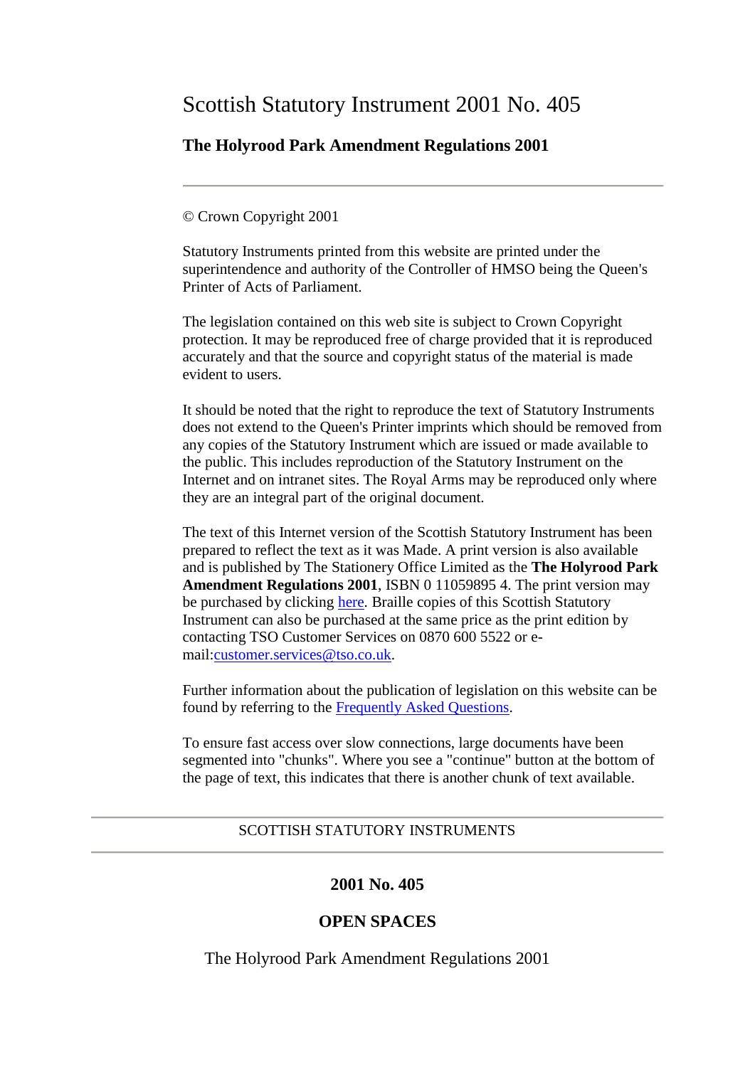# Scottish Statutory Instrument 2001 No. 405

## The Holyrood Park Amendment Regulations 2001

---

© Crown Copyright 2001

Statutory Instruments printed from this website are printed under the superintendence and authority of the Controller of HMSO being the Queen's Printer of Acts of Parliament.

The legislation contained on this web site is subject to Crown Copyright protection. It may be reproduced free of charge provided that it is reproduced accurately and that the source and copyright status of the material is made evident to users.

It should be noted that the right to reproduce the text of Statutory Instruments does not extend to the Queen's Printer imprints which should be removed from any copies of the Statutory Instrument which are issued or made available to the public. This includes reproduction of the Statutory Instrument on the Internet and on intranet sites. The Royal Arms may be reproduced only where they are an integral part of the original document.

The text of this Internet version of the Scottish Statutory Instrument has been prepared to reflect the text as it was Made. A print version is also available and is published by The Stationery Office Limited as the **The Holyrood Park Amendment Regulations 2001**, ISBN 0 11059895 4. The print version may be purchased by clicking here. Braille copies of this Scottish Statutory Instrument can also be purchased at the same price as the print edition by contacting TSO Customer Services on 0870 600 5522 or e-mail:customer.services@tso.co.uk.

Further information about the publication of legislation on this website can be found by referring to the Frequently Asked Questions.

To ensure fast access over slow connections, large documents have been segmented into "chunks". Where you see a "continue" button at the bottom of the page of text, this indicates that there is another chunk of text available.

---

SCOTTISH STATUTORY INSTRUMENTS

---

**2001 No. 405**

**OPEN SPACES**

The Holyrood Park Amendment Regulations 2001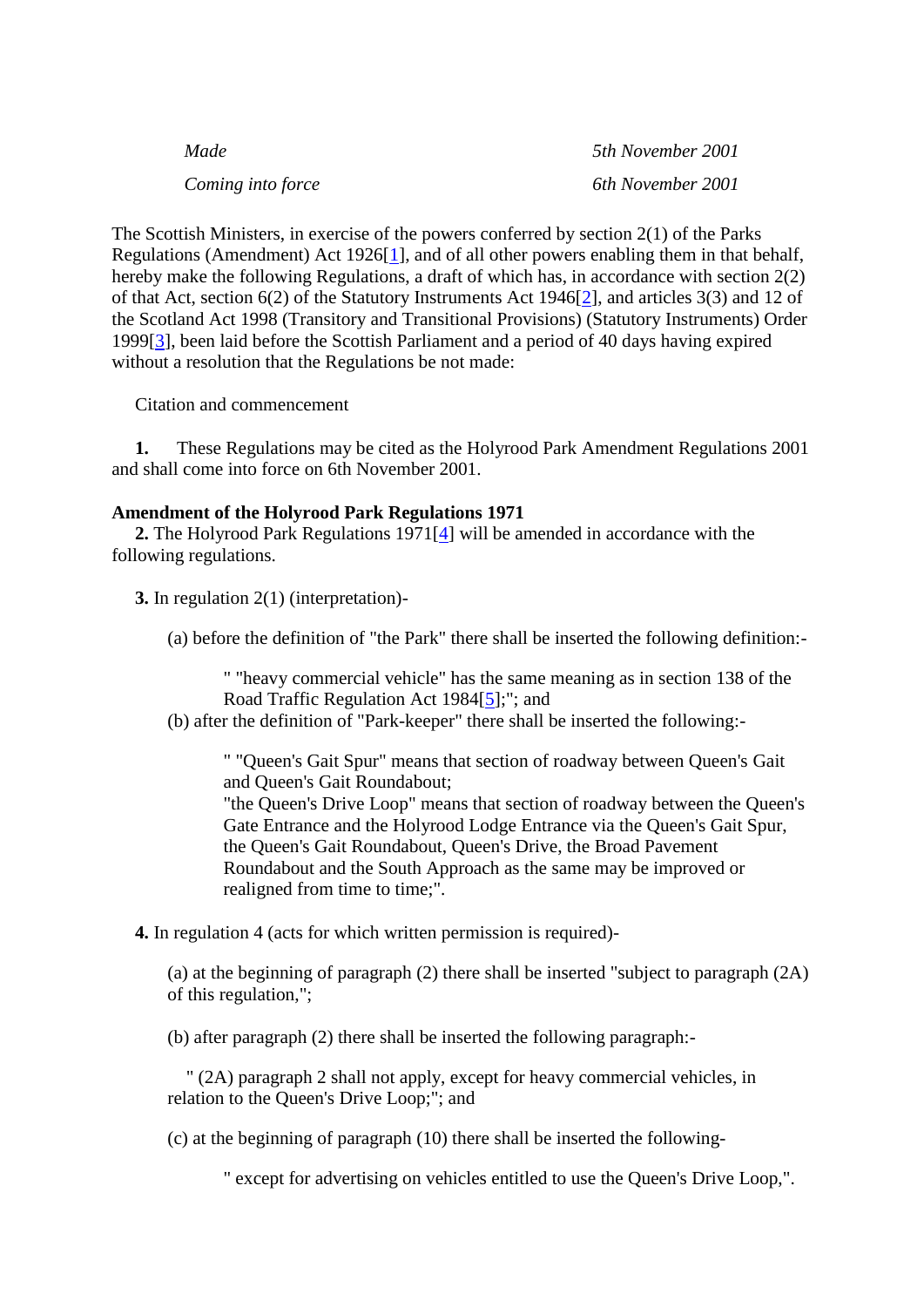| *Made* | *5th November 2001* |
| --- | --- |
| *Coming into force* | *6th November 2001* |

The Scottish Ministers, in exercise of the powers conferred by section 2(1) of the Parks Regulations (Amendment) Act 1926[1], and of all other powers enabling them in that behalf, hereby make the following Regulations, a draft of which has, in accordance with section 2(2) of that Act, section 6(2) of the Statutory Instruments Act 1946[2], and articles 3(3) and 12 of the Scotland Act 1998 (Transitory and Transitional Provisions) (Statutory Instruments) Order 1999[3], been laid before the Scottish Parliament and a period of 40 days having expired without a resolution that the Regulations be not made:

Citation and commencement

**1.** These Regulations may be cited as the Holyrood Park Amendment Regulations 2001 and shall come into force on 6th November 2001.

**Amendment of the Holyrood Park Regulations 1971**

**2.** The Holyrood Park Regulations 1971[4] will be amended in accordance with the following regulations.

**3.** In regulation 2(1) (interpretation)-

(a) before the definition of "the Park" there shall be inserted the following definition:-

> " "heavy commercial vehicle" has the same meaning as in section 138 of the Road Traffic Regulation Act 1984[5];"; and

(b) after the definition of "Park-keeper" there shall be inserted the following:-

> " "Queen's Gait Spur" means that section of roadway between Queen's Gait and Queen's Gait Roundabout;
> "the Queen's Drive Loop" means that section of roadway between the Queen's Gate Entrance and the Holyrood Lodge Entrance via the Queen's Gait Spur, the Queen's Gait Roundabout, Queen's Drive, the Broad Pavement Roundabout and the South Approach as the same may be improved or realigned from time to time;".

**4.** In regulation 4 (acts for which written permission is required)-

(a) at the beginning of paragraph (2) there shall be inserted "subject to paragraph (2A) of this regulation,";

(b) after paragraph (2) there shall be inserted the following paragraph:-

> " (2A) paragraph 2 shall not apply, except for heavy commercial vehicles, in relation to the Queen's Drive Loop;"; and

(c) at the beginning of paragraph (10) there shall be inserted the following-

> " except for advertising on vehicles entitled to use the Queen's Drive Loop,".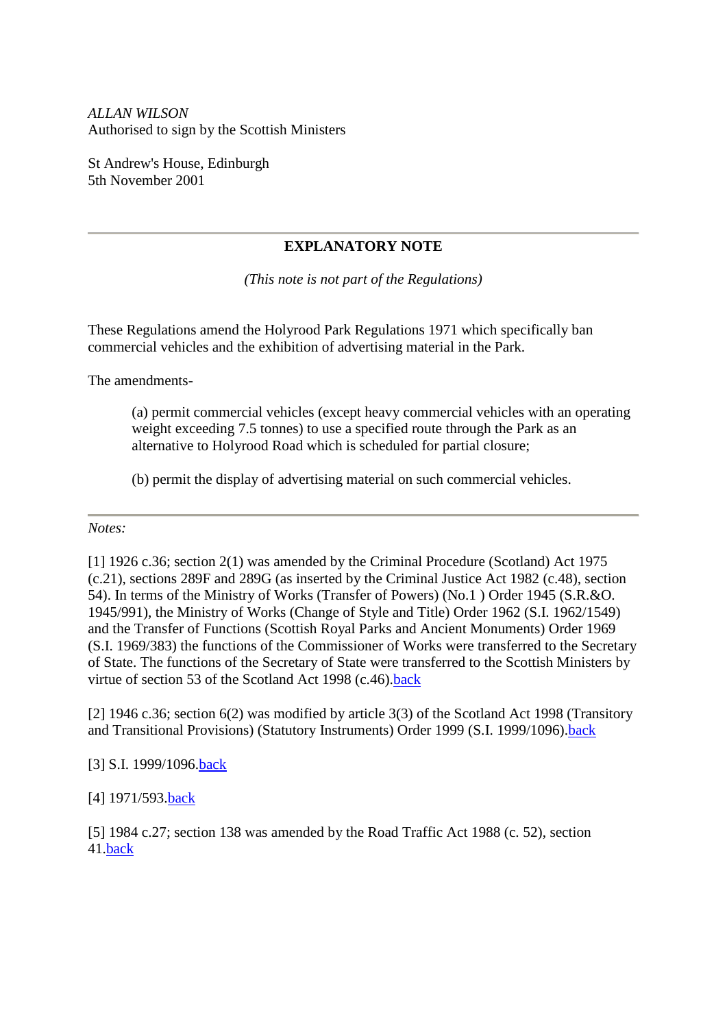*ALLAN WILSON*
Authorised to sign by the Scottish Ministers

St Andrew's House, Edinburgh
5th November 2001

---

**EXPLANATORY NOTE**

*(This note is not part of the Regulations)*

These Regulations amend the Holyrood Park Regulations 1971 which specifically ban commercial vehicles and the exhibition of advertising material in the Park.

The amendments-

(a) permit commercial vehicles (except heavy commercial vehicles with an operating weight exceeding 7.5 tonnes) to use a specified route through the Park as an alternative to Holyrood Road which is scheduled for partial closure;

(b) permit the display of advertising material on such commercial vehicles.

---

*Notes:*

[1] 1926 c.36; section 2(1) was amended by the Criminal Procedure (Scotland) Act 1975 (c.21), sections 289F and 289G (as inserted by the Criminal Justice Act 1982 (c.48), section 54). In terms of the Ministry of Works (Transfer of Powers) (No.1 ) Order 1945 (S.R.&O. 1945/991), the Ministry of Works (Change of Style and Title) Order 1962 (S.I. 1962/1549) and the Transfer of Functions (Scottish Royal Parks and Ancient Monuments) Order 1969 (S.I. 1969/383) the functions of the Commissioner of Works were transferred to the Secretary of State. The functions of the Secretary of State were transferred to the Scottish Ministers by virtue of section 53 of the Scotland Act 1998 (c.46).back

[2] 1946 c.36; section 6(2) was modified by article 3(3) of the Scotland Act 1998 (Transitory and Transitional Provisions) (Statutory Instruments) Order 1999 (S.I. 1999/1096).back

[3] S.I. 1999/1096.back

[4] 1971/593.back

[5] 1984 c.27; section 138 was amended by the Road Traffic Act 1988 (c. 52), section 41.back